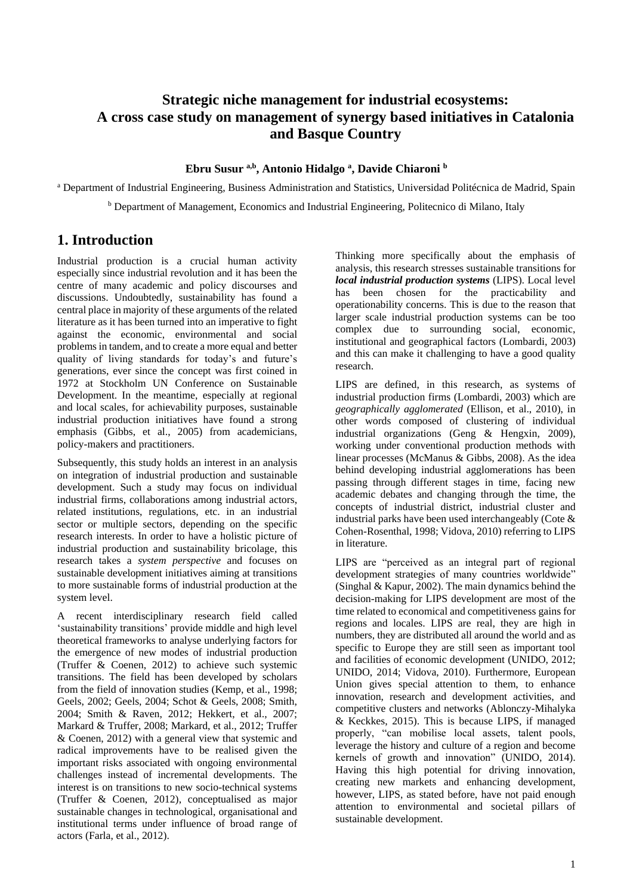# Strategic niche management for industrial ecosystems: A cross case study on management of synergy based initiatives in Catalonia and Basque Country

**Ebru Susur [a,b], Antonio Hidalgo [a], Davide Chiaroni [b]**

[a] Department of Industrial Engineering, Business Administration and Statistics, Universidad Politécnica de Madrid, Spain

[b] Department of Management, Economics and Industrial Engineering, Politecnico di Milano, Italy

## 1. Introduction

Industrial production is a crucial human activity especially since industrial revolution and it has been the centre of many academic and policy discourses and discussions. Undoubtedly, sustainability has found a central place in majority of these arguments of the related literature as it has been turned into an imperative to fight against the economic, environmental and social problems in tandem, and to create a more equal and better quality of living standards for today's and future's generations, ever since the concept was first coined in 1972 at Stockholm UN Conference on Sustainable Development. In the meantime, especially at regional and local scales, for achievability purposes, sustainable industrial production initiatives have found a strong emphasis (Gibbs, et al., 2005) from academicians, policy-makers and practitioners.

Subsequently, this study holds an interest in an analysis on integration of industrial production and sustainable development. Such a study may focus on individual industrial firms, collaborations among industrial actors, related institutions, regulations, etc. in an industrial sector or multiple sectors, depending on the specific research interests. In order to have a holistic picture of industrial production and sustainability bricolage, this research takes a *system perspective* and focuses on sustainable development initiatives aiming at transitions to more sustainable forms of industrial production at the system level.

A recent interdisciplinary research field called 'sustainability transitions' provide middle and high level theoretical frameworks to analyse underlying factors for the emergence of new modes of industrial production (Truffer & Coenen, 2012) to achieve such systemic transitions. The field has been developed by scholars from the field of innovation studies (Kemp, et al., 1998; Geels, 2002; Geels, 2004; Schot & Geels, 2008; Smith, 2004; Smith & Raven, 2012; Hekkert, et al., 2007; Markard & Truffer, 2008; Markard, et al., 2012; Truffer & Coenen, 2012) with a general view that systemic and radical improvements have to be realised given the important risks associated with ongoing environmental challenges instead of incremental developments. The interest is on transitions to new socio-technical systems (Truffer & Coenen, 2012), conceptualised as major sustainable changes in technological, organisational and institutional terms under influence of broad range of actors (Farla, et al., 2012).

Thinking more specifically about the emphasis of analysis, this research stresses sustainable transitions for ***local industrial production systems*** (LIPS). Local level has been chosen for the practicability and operationability concerns. This is due to the reason that larger scale industrial production systems can be too complex due to surrounding social, economic, institutional and geographical factors (Lombardi, 2003) and this can make it challenging to have a good quality research.

LIPS are defined, in this research, as systems of industrial production firms (Lombardi, 2003) which are *geographically agglomerated* (Ellison, et al., 2010), in other words composed of clustering of individual industrial organizations (Geng & Hengxin, 2009), working under conventional production methods with linear processes (McManus & Gibbs, 2008). As the idea behind developing industrial agglomerations has been passing through different stages in time, facing new academic debates and changing through the time, the concepts of industrial district, industrial cluster and industrial parks have been used interchangeably (Cote & Cohen-Rosenthal, 1998; Vidova, 2010) referring to LIPS in literature.

LIPS are "perceived as an integral part of regional development strategies of many countries worldwide" (Singhal & Kapur, 2002). The main dynamics behind the decision-making for LIPS development are most of the time related to economical and competitiveness gains for regions and locales. LIPS are real, they are high in numbers, they are distributed all around the world and as specific to Europe they are still seen as important tool and facilities of economic development (UNIDO, 2012; UNIDO, 2014; Vidova, 2010). Furthermore, European Union gives special attention to them, to enhance innovation, research and development activities, and competitive clusters and networks (Ablonczy-Mihalyka & Keckkes, 2015). This is because LIPS, if managed properly, "can mobilise local assets, talent pools, leverage the history and culture of a region and become kernels of growth and innovation" (UNIDO, 2014). Having this high potential for driving innovation, creating new markets and enhancing development, however, LIPS, as stated before, have not paid enough attention to environmental and societal pillars of sustainable development.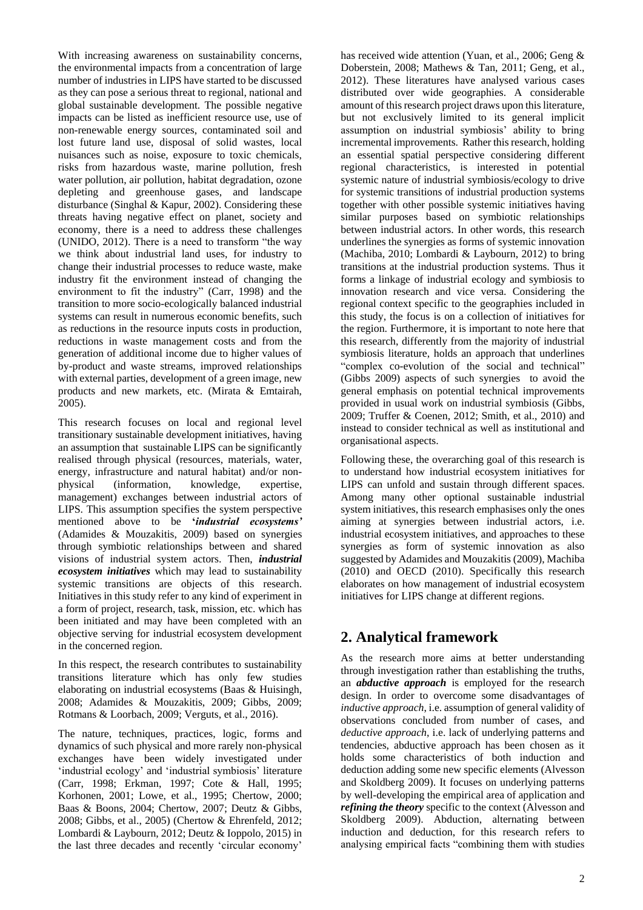With increasing awareness on sustainability concerns, the environmental impacts from a concentration of large number of industries in LIPS have started to be discussed as they can pose a serious threat to regional, national and global sustainable development. The possible negative impacts can be listed as inefficient resource use, use of non-renewable energy sources, contaminated soil and lost future land use, disposal of solid wastes, local nuisances such as noise, exposure to toxic chemicals, risks from hazardous waste, marine pollution, fresh water pollution, air pollution, habitat degradation, ozone depleting and greenhouse gases, and landscape disturbance (Singhal & Kapur, 2002). Considering these threats having negative effect on planet, society and economy, there is a need to address these challenges (UNIDO, 2012). There is a need to transform "the way we think about industrial land uses, for industry to change their industrial processes to reduce waste, make industry fit the environment instead of changing the environment to fit the industry" (Carr, 1998) and the transition to more socio-ecologically balanced industrial systems can result in numerous economic benefits, such as reductions in the resource inputs costs in production, reductions in waste management costs and from the generation of additional income due to higher values of by-product and waste streams, improved relationships with external parties, development of a green image, new products and new markets, etc. (Mirata & Emtairah, 2005).

This research focuses on local and regional level transitionary sustainable development initiatives, having an assumption that sustainable LIPS can be significantly realised through physical (resources, materials, water, energy, infrastructure and natural habitat) and/or non-physical (information, knowledge, expertise, management) exchanges between industrial actors of LIPS. This assumption specifies the system perspective mentioned above to be '***industrial ecosystems'*** (Adamides & Mouzakitis, 2009) based on synergies through symbiotic relationships between and shared visions of industrial system actors. Then, ***industrial ecosystem initiatives*** which may lead to sustainability systemic transitions are objects of this research. Initiatives in this study refer to any kind of experiment in a form of project, research, task, mission, etc. which has been initiated and may have been completed with an objective serving for industrial ecosystem development in the concerned region.

In this respect, the research contributes to sustainability transitions literature which has only few studies elaborating on industrial ecosystems (Baas & Huisingh, 2008; Adamides & Mouzakitis, 2009; Gibbs, 2009; Rotmans & Loorbach, 2009; Verguts, et al., 2016).

The nature, techniques, practices, logic, forms and dynamics of such physical and more rarely non-physical exchanges have been widely investigated under 'industrial ecology' and 'industrial symbiosis' literature (Carr, 1998; Erkman, 1997; Cote & Hall, 1995; Korhonen, 2001; Lowe, et al., 1995; Chertow, 2000; Baas & Boons, 2004; Chertow, 2007; Deutz & Gibbs, 2008; Gibbs, et al., 2005) (Chertow & Ehrenfeld, 2012; Lombardi & Laybourn, 2012; Deutz & Ioppolo, 2015) in the last three decades and recently 'circular economy' has received wide attention (Yuan, et al., 2006; Geng & Doberstein, 2008; Mathews & Tan, 2011; Geng, et al., 2012). These literatures have analysed various cases distributed over wide geographies. A considerable amount of this research project draws upon this literature, but not exclusively limited to its general implicit assumption on industrial symbiosis' ability to bring incremental improvements. Rather this research, holding an essential spatial perspective considering different regional characteristics, is interested in potential systemic nature of industrial symbiosis/ecology to drive for systemic transitions of industrial production systems together with other possible systemic initiatives having similar purposes based on symbiotic relationships between industrial actors. In other words, this research underlines the synergies as forms of systemic innovation (Machiba, 2010; Lombardi & Laybourn, 2012) to bring transitions at the industrial production systems. Thus it forms a linkage of industrial ecology and symbiosis to innovation research and vice versa. Considering the regional context specific to the geographies included in this study, the focus is on a collection of initiatives for the region. Furthermore, it is important to note here that this research, differently from the majority of industrial symbiosis literature, holds an approach that underlines "complex co-evolution of the social and technical" (Gibbs 2009) aspects of such synergies to avoid the general emphasis on potential technical improvements provided in usual work on industrial symbiosis (Gibbs, 2009; Truffer & Coenen, 2012; Smith, et al., 2010) and instead to consider technical as well as institutional and organisational aspects.

Following these, the overarching goal of this research is to understand how industrial ecosystem initiatives for LIPS can unfold and sustain through different spaces. Among many other optional sustainable industrial system initiatives, this research emphasises only the ones aiming at synergies between industrial actors, i.e. industrial ecosystem initiatives, and approaches to these synergies as form of systemic innovation as also suggested by Adamides and Mouzakitis (2009), Machiba (2010) and OECD (2010). Specifically this research elaborates on how management of industrial ecosystem initiatives for LIPS change at different regions.

## 2. Analytical framework

As the research more aims at better understanding through investigation rather than establishing the truths, an ***abductive approach*** is employed for the research design. In order to overcome some disadvantages of *inductive approach*, i.e. assumption of general validity of observations concluded from number of cases, and *deductive approach*, i.e. lack of underlying patterns and tendencies, abductive approach has been chosen as it holds some characteristics of both induction and deduction adding some new specific elements (Alvesson and Skoldberg 2009). It focuses on underlying patterns by well-developing the empirical area of application and ***refining the theory*** specific to the context (Alvesson and Skoldberg 2009). Abduction, alternating between induction and deduction, for this research refers to analysing empirical facts "combining them with studies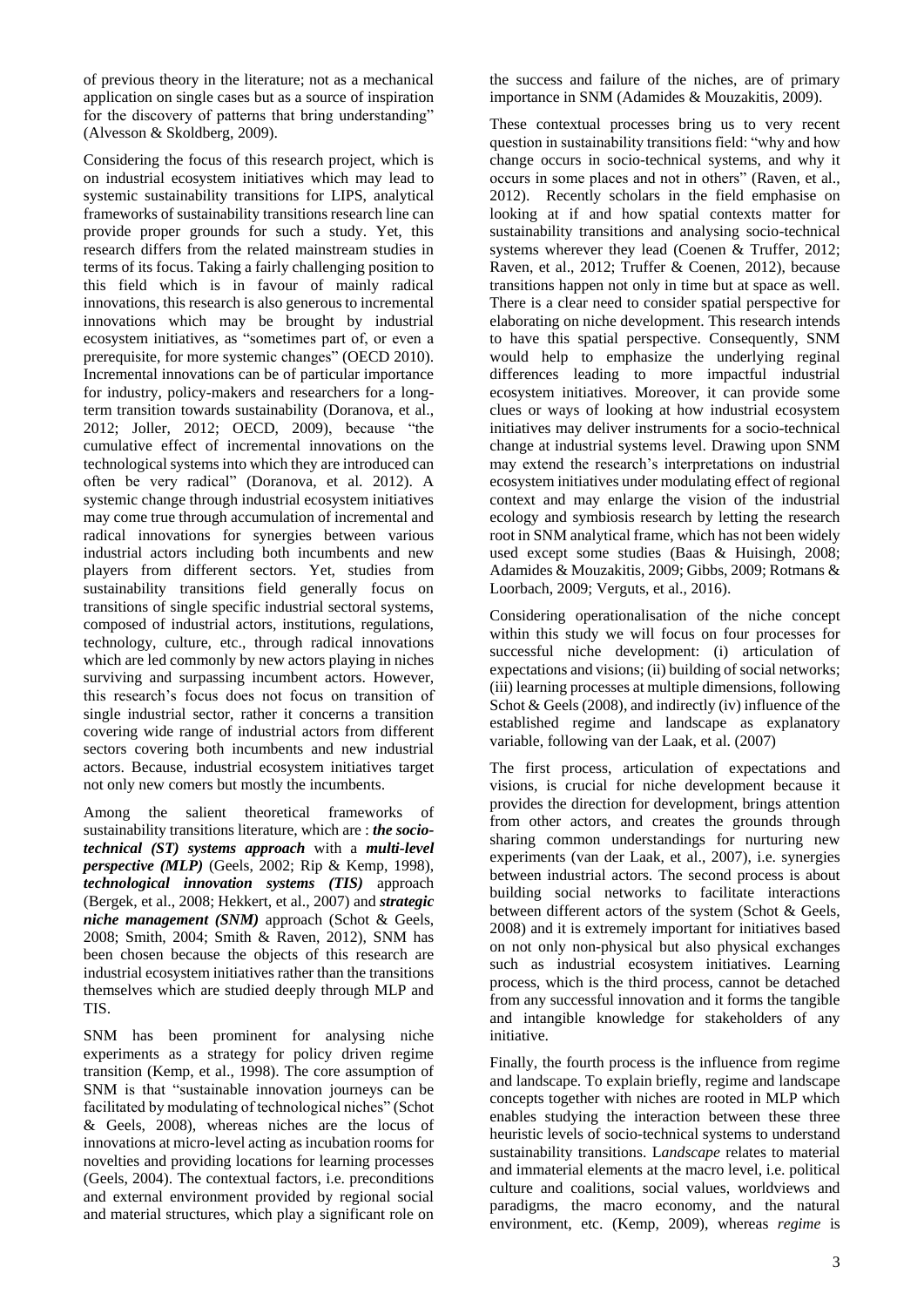of previous theory in the literature; not as a mechanical application on single cases but as a source of inspiration for the discovery of patterns that bring understanding" (Alvesson & Skoldberg, 2009).

Considering the focus of this research project, which is on industrial ecosystem initiatives which may lead to systemic sustainability transitions for LIPS, analytical frameworks of sustainability transitions research line can provide proper grounds for such a study. Yet, this research differs from the related mainstream studies in terms of its focus. Taking a fairly challenging position to this field which is in favour of mainly radical innovations, this research is also generous to incremental innovations which may be brought by industrial ecosystem initiatives, as "sometimes part of, or even a prerequisite, for more systemic changes" (OECD 2010). Incremental innovations can be of particular importance for industry, policy-makers and researchers for a long-term transition towards sustainability (Doranova, et al., 2012; Joller, 2012; OECD, 2009), because "the cumulative effect of incremental innovations on the technological systems into which they are introduced can often be very radical" (Doranova, et al. 2012). A systemic change through industrial ecosystem initiatives may come true through accumulation of incremental and radical innovations for synergies between various industrial actors including both incumbents and new players from different sectors. Yet, studies from sustainability transitions field generally focus on transitions of single specific industrial sectoral systems, composed of industrial actors, institutions, regulations, technology, culture, etc., through radical innovations which are led commonly by new actors playing in niches surviving and surpassing incumbent actors. However, this research's focus does not focus on transition of single industrial sector, rather it concerns a transition covering wide range of industrial actors from different sectors covering both incumbents and new industrial actors. Because, industrial ecosystem initiatives target not only new comers but mostly the incumbents.

Among the salient theoretical frameworks of sustainability transitions literature, which are : ***the socio-technical (ST) systems approach*** with a ***multi-level perspective (MLP)*** (Geels, 2002; Rip & Kemp, 1998), ***technological innovation systems (TIS)*** approach (Bergek, et al., 2008; Hekkert, et al., 2007) and ***strategic niche management (SNM)*** approach (Schot & Geels, 2008; Smith, 2004; Smith & Raven, 2012), SNM has been chosen because the objects of this research are industrial ecosystem initiatives rather than the transitions themselves which are studied deeply through MLP and TIS.

SNM has been prominent for analysing niche experiments as a strategy for policy driven regime transition (Kemp, et al., 1998). The core assumption of SNM is that "sustainable innovation journeys can be facilitated by modulating of technological niches" (Schot & Geels, 2008), whereas niches are the locus of innovations at micro-level acting as incubation rooms for novelties and providing locations for learning processes (Geels, 2004). The contextual factors, i.e. preconditions and external environment provided by regional social and material structures, which play a significant role on the success and failure of the niches, are of primary importance in SNM (Adamides & Mouzakitis, 2009).

These contextual processes bring us to very recent question in sustainability transitions field: "why and how change occurs in socio-technical systems, and why it occurs in some places and not in others" (Raven, et al., 2012). Recently scholars in the field emphasise on looking at if and how spatial contexts matter for sustainability transitions and analysing socio-technical systems wherever they lead (Coenen & Truffer, 2012; Raven, et al., 2012; Truffer & Coenen, 2012), because transitions happen not only in time but at space as well. There is a clear need to consider spatial perspective for elaborating on niche development. This research intends to have this spatial perspective. Consequently, SNM would help to emphasize the underlying reginal differences leading to more impactful industrial ecosystem initiatives. Moreover, it can provide some clues or ways of looking at how industrial ecosystem initiatives may deliver instruments for a socio-technical change at industrial systems level. Drawing upon SNM may extend the research's interpretations on industrial ecosystem initiatives under modulating effect of regional context and may enlarge the vision of the industrial ecology and symbiosis research by letting the research root in SNM analytical frame, which has not been widely used except some studies (Baas & Huisingh, 2008; Adamides & Mouzakitis, 2009; Gibbs, 2009; Rotmans & Loorbach, 2009; Verguts, et al., 2016).

Considering operationalisation of the niche concept within this study we will focus on four processes for successful niche development: (i) articulation of expectations and visions; (ii) building of social networks; (iii) learning processes at multiple dimensions, following Schot & Geels (2008), and indirectly (iv) influence of the established regime and landscape as explanatory variable, following van der Laak, et al. (2007)

The first process, articulation of expectations and visions, is crucial for niche development because it provides the direction for development, brings attention from other actors, and creates the grounds through sharing common understandings for nurturing new experiments (van der Laak, et al., 2007), i.e. synergies between industrial actors. The second process is about building social networks to facilitate interactions between different actors of the system (Schot & Geels, 2008) and it is extremely important for initiatives based on not only non-physical but also physical exchanges such as industrial ecosystem initiatives. Learning process, which is the third process, cannot be detached from any successful innovation and it forms the tangible and intangible knowledge for stakeholders of any initiative.

Finally, the fourth process is the influence from regime and landscape. To explain briefly, regime and landscape concepts together with niches are rooted in MLP which enables studying the interaction between these three heuristic levels of socio-technical systems to understand sustainability transitions. *Landscape* relates to material and immaterial elements at the macro level, i.e. political culture and coalitions, social values, worldviews and paradigms, the macro economy, and the natural environment, etc. (Kemp, 2009), whereas *regime* is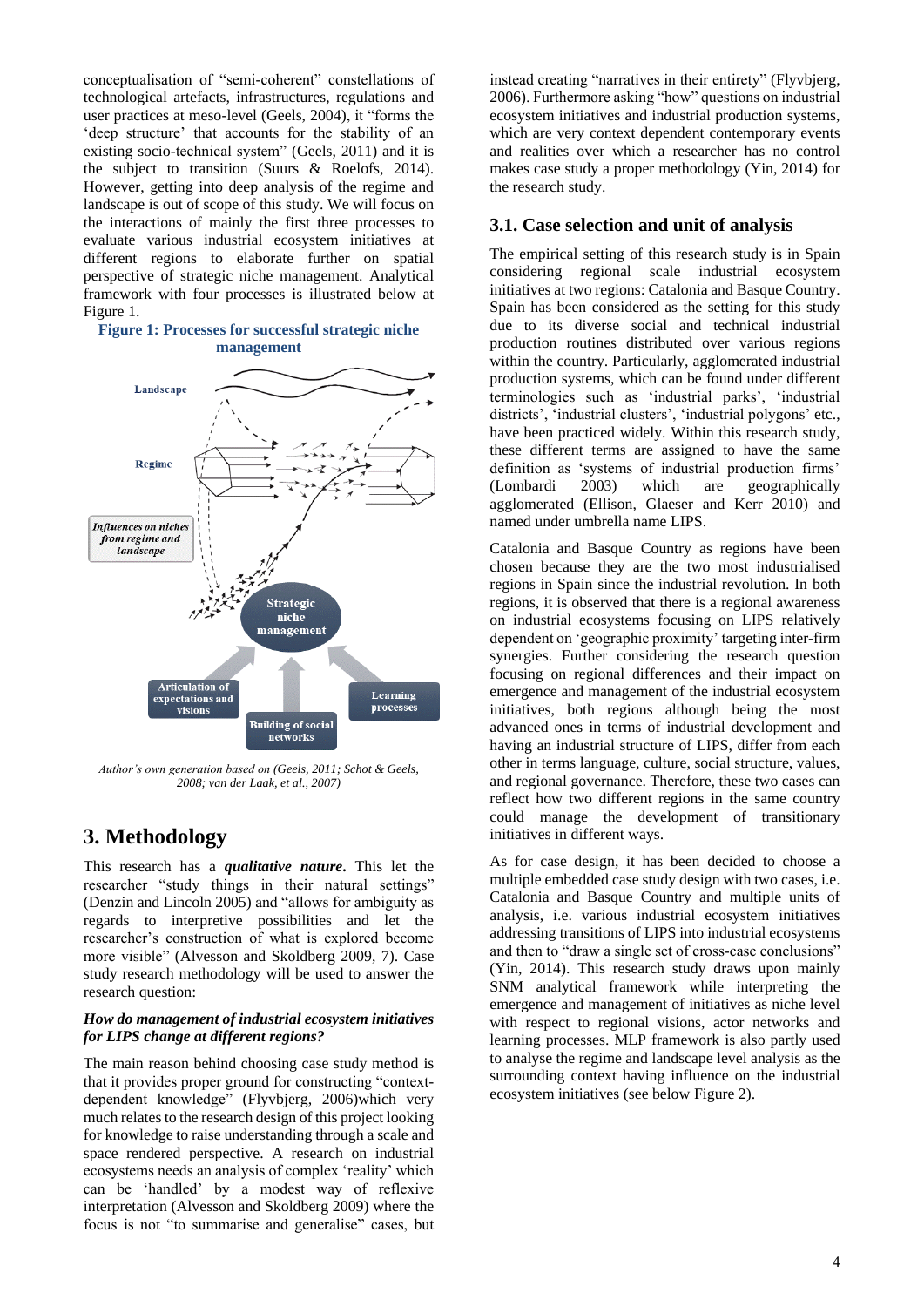conceptualisation of "semi-coherent" constellations of technological artefacts, infrastructures, regulations and user practices at meso-level (Geels, 2004), it "forms the 'deep structure' that accounts for the stability of an existing socio-technical system" (Geels, 2011) and it is the subject to transition (Suurs & Roelofs, 2014). However, getting into deep analysis of the regime and landscape is out of scope of this study. We will focus on the interactions of mainly the first three processes to evaluate various industrial ecosystem initiatives at different regions to elaborate further on spatial perspective of strategic niche management. Analytical framework with four processes is illustrated below at Figure 1.

**Figure 1: Processes for successful strategic niche management**

*Author's own generation based on (Geels, 2011; Schot & Geels, 2008; van der Laak, et al., 2007)*

# 3. Methodology

This research has a ***qualitative nature***. This let the researcher "study things in their natural settings" (Denzin and Lincoln 2005) and "allows for ambiguity as regards to interpretive possibilities and let the researcher's construction of what is explored become more visible" (Alvesson and Skoldberg 2009, 7). Case study research methodology will be used to answer the research question:

***How do management of industrial ecosystem initiatives for LIPS change at different regions?***

The main reason behind choosing case study method is that it provides proper ground for constructing "context-dependent knowledge" (Flyvbjerg, 2006)which very much relates to the research design of this project looking for knowledge to raise understanding through a scale and space rendered perspective. A research on industrial ecosystems needs an analysis of complex 'reality' which can be 'handled' by a modest way of reflexive interpretation (Alvesson and Skoldberg 2009) where the focus is not "to summarise and generalise" cases, but instead creating "narratives in their entirety" (Flyvbjerg, 2006). Furthermore asking "how" questions on industrial ecosystem initiatives and industrial production systems, which are very context dependent contemporary events and realities over which a researcher has no control makes case study a proper methodology (Yin, 2014) for the research study.

## 3.1. Case selection and unit of analysis

The empirical setting of this research study is in Spain considering regional scale industrial ecosystem initiatives at two regions: Catalonia and Basque Country. Spain has been considered as the setting for this study due to its diverse social and technical industrial production routines distributed over various regions within the country. Particularly, agglomerated industrial production systems, which can be found under different terminologies such as 'industrial parks', 'industrial districts', 'industrial clusters', 'industrial polygons' etc., have been practiced widely. Within this research study, these different terms are assigned to have the same definition as 'systems of industrial production firms' (Lombardi 2003) which are geographically agglomerated (Ellison, Glaeser and Kerr 2010) and named under umbrella name LIPS.

Catalonia and Basque Country as regions have been chosen because they are the two most industrialised regions in Spain since the industrial revolution. In both regions, it is observed that there is a regional awareness on industrial ecosystems focusing on LIPS relatively dependent on 'geographic proximity' targeting inter-firm synergies. Further considering the research question focusing on regional differences and their impact on emergence and management of the industrial ecosystem initiatives, both regions although being the most advanced ones in terms of industrial development and having an industrial structure of LIPS, differ from each other in terms language, culture, social structure, values, and regional governance. Therefore, these two cases can reflect how two different regions in the same country could manage the development of transitionary initiatives in different ways.

As for case design, it has been decided to choose a multiple embedded case study design with two cases, i.e. Catalonia and Basque Country and multiple units of analysis, i.e. various industrial ecosystem initiatives addressing transitions of LIPS into industrial ecosystems and then to "draw a single set of cross-case conclusions" (Yin, 2014). This research study draws upon mainly SNM analytical framework while interpreting the emergence and management of initiatives as niche level with respect to regional visions, actor networks and learning processes. MLP framework is also partly used to analyse the regime and landscape level analysis as the surrounding context having influence on the industrial ecosystem initiatives (see below Figure 2).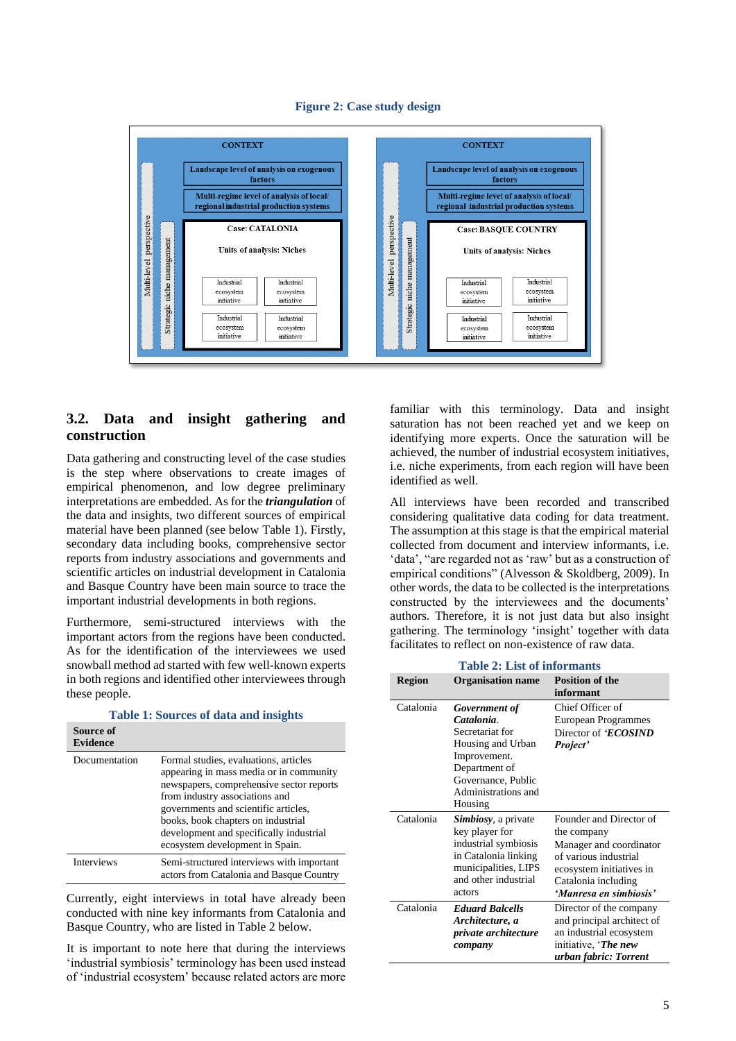**Figure 2: Case study design**

## 3.2. Data and insight gathering and construction

Data gathering and constructing level of the case studies is the step where observations to create images of empirical phenomenon, and low degree preliminary interpretations are embedded. As for the ***triangulation*** of the data and insights, two different sources of empirical material have been planned (see below Table 1). Firstly, secondary data including books, comprehensive sector reports from industry associations and governments and scientific articles on industrial development in Catalonia and Basque Country have been main source to trace the important industrial developments in both regions.

Furthermore, semi-structured interviews with the important actors from the regions have been conducted. As for the identification of the interviewees we used snowball method ad started with few well-known experts in both regions and identified other interviewees through these people.

**Table 1: Sources of data and insights**

| Source of Evidence | |
|---|---|
| Documentation | Formal studies, evaluations, articles appearing in mass media or in community newspapers, comprehensive sector reports from industry associations and governments and scientific articles, books, book chapters on industrial development and specifically industrial ecosystem development in Spain. |
| Interviews | Semi-structured interviews with important actors from Catalonia and Basque Country |

Currently, eight interviews in total have already been conducted with nine key informants from Catalonia and Basque Country, who are listed in Table 2 below.

It is important to note here that during the interviews 'industrial symbiosis' terminology has been used instead of 'industrial ecosystem' because related actors are more familiar with this terminology. Data and insight saturation has not been reached yet and we keep on identifying more experts. Once the saturation will be achieved, the number of industrial ecosystem initiatives, i.e. niche experiments, from each region will have been identified as well.

All interviews have been recorded and transcribed considering qualitative data coding for data treatment. The assumption at this stage is that the empirical material collected from document and interview informants, i.e. 'data', "are regarded not as 'raw' but as a construction of empirical conditions" (Alvesson & Skoldberg, 2009). In other words, the data to be collected is the interpretations constructed by the interviewees and the documents' authors. Therefore, it is not just data but also insight gathering. The terminology 'insight' together with data facilitates to reflect on non-existence of raw data.

**Table 2: List of informants**

| Region | Organisation name | Position of the informant |
|---|---|---|
| Catalonia | ***Government of Catalonia***. Secretariat for Housing and Urban Improvement. Department of Governance, Public Administrations and Housing | Chief Officer of European Programmes Director of ***'ECOSIND Project'*** |
| Catalonia | ***Simbiosy***, a private key player for industrial symbiosis in Catalonia linking municipalities, LIPS and other industrial actors | Founder and Director of the company Manager and coordinator of various industrial ecosystem initiatives in Catalonia including ***'Manresa en simbiosis'*** |
| Catalonia | ***Eduard Balcells Architecture, a private architecture company*** | Director of the company and principal architect of an industrial ecosystem initiative, '***The new urban fabric: Torrent*** |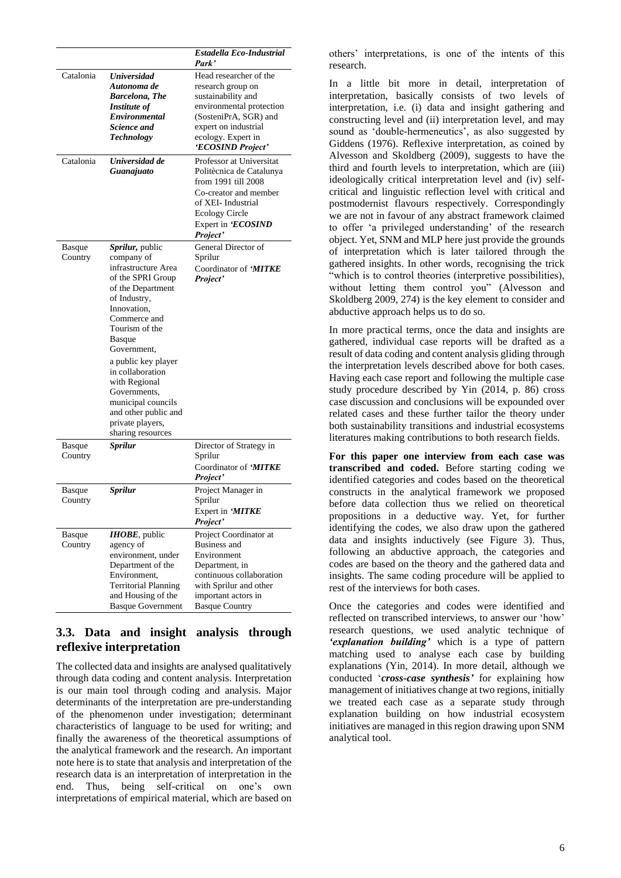| | | *Estadella Eco-Industrial Park'* |
|---|---|---|
| Catalonia | ***Universidad Autonoma de Barcelona, The Institute of Environmental Science and Technology*** | Head researcher of the research group on sustainability and environmental protection (SosteniPrA, SGR) and expert on industrial ecology. Expert in ***'ECOSIND Project'*** |
| Catalonia | ***Universidad de Guanajuato*** | Professor at Universitat Politècnica de Catalunya from 1991 till 2008 Co-creator and member of XEI- Industrial Ecology Circle Expert in ***'ECOSIND Project'*** |
| Basque Country | ***Sprilur,*** public company of infrastructure Area of the SPRI Group of the Department of Industry, Innovation, Commerce and Tourism of the Basque Government, a public key player in collaboration with Regional Governments, municipal councils and other public and private players, sharing resources | General Director of Sprilur Coordinator of ***'MITKE Project'*** |
| Basque Country | ***Sprilur*** | Director of Strategy in Sprilur Coordinator of ***'MITKE Project'*** |
| Basque Country | ***Sprilur*** | Project Manager in Sprilur Expert in ***'MITKE Project'*** |
| Basque Country | ***IHOBE***, public agency of environment, under Department of the Environment, Territorial Planning and Housing of the Basque Government | Project Coordinator at Business and Environment Department, in continuous collaboration with Sprilur and other important actors in Basque Country |

## 3.3. Data and insight analysis through reflexive interpretation

The collected data and insights are analysed qualitatively through data coding and content analysis. Interpretation is our main tool through coding and analysis. Major determinants of the interpretation are pre-understanding of the phenomenon under investigation; determinant characteristics of language to be used for writing; and finally the awareness of the theoretical assumptions of the analytical framework and the research. An important note here is to state that analysis and interpretation of the research data is an interpretation of interpretation in the end. Thus, being self-critical on one's own interpretations of empirical material, which are based on others' interpretations, is one of the intents of this research.

In a little bit more in detail, interpretation of interpretation, basically consists of two levels of interpretation, i.e. (i) data and insight gathering and constructing level and (ii) interpretation level, and may sound as 'double-hermeneutics', as also suggested by Giddens (1976). Reflexive interpretation, as coined by Alvesson and Skoldberg (2009), suggests to have the third and fourth levels to interpretation, which are (iii) ideologically critical interpretation level and (iv) self-critical and linguistic reflection level with critical and postmodernist flavours respectively. Correspondingly we are not in favour of any abstract framework claimed to offer 'a privileged understanding' of the research object. Yet, SNM and MLP here just provide the grounds of interpretation which is later tailored through the gathered insights. In other words, recognising the trick "which is to control theories (interpretive possibilities), without letting them control you" (Alvesson and Skoldberg 2009, 274) is the key element to consider and abductive approach helps us to do so.

In more practical terms, once the data and insights are gathered, individual case reports will be drafted as a result of data coding and content analysis gliding through the interpretation levels described above for both cases. Having each case report and following the multiple case study procedure described by Yin (2014, p. 86) cross case discussion and conclusions will be expounded over related cases and these further tailor the theory under both sustainability transitions and industrial ecosystems literatures making contributions to both research fields.

**For this paper one interview from each case was transcribed and coded.** Before starting coding we identified categories and codes based on the theoretical constructs in the analytical framework we proposed before data collection thus we relied on theoretical propositions in a deductive way. Yet, for further identifying the codes, we also draw upon the gathered data and insights inductively (see Figure 3). Thus, following an abductive approach, the categories and codes are based on the theory and the gathered data and insights. The same coding procedure will be applied to rest of the interviews for both cases.

Once the categories and codes were identified and reflected on transcribed interviews, to answer our 'how' research questions, we used analytic technique of ***'explanation building'*** which is a type of pattern matching used to analyse each case by building explanations (Yin, 2014). In more detail, although we conducted '***cross-case synthesis'*** for explaining how management of initiatives change at two regions, initially we treated each case as a separate study through explanation building on how industrial ecosystem initiatives are managed in this region drawing upon SNM analytical tool.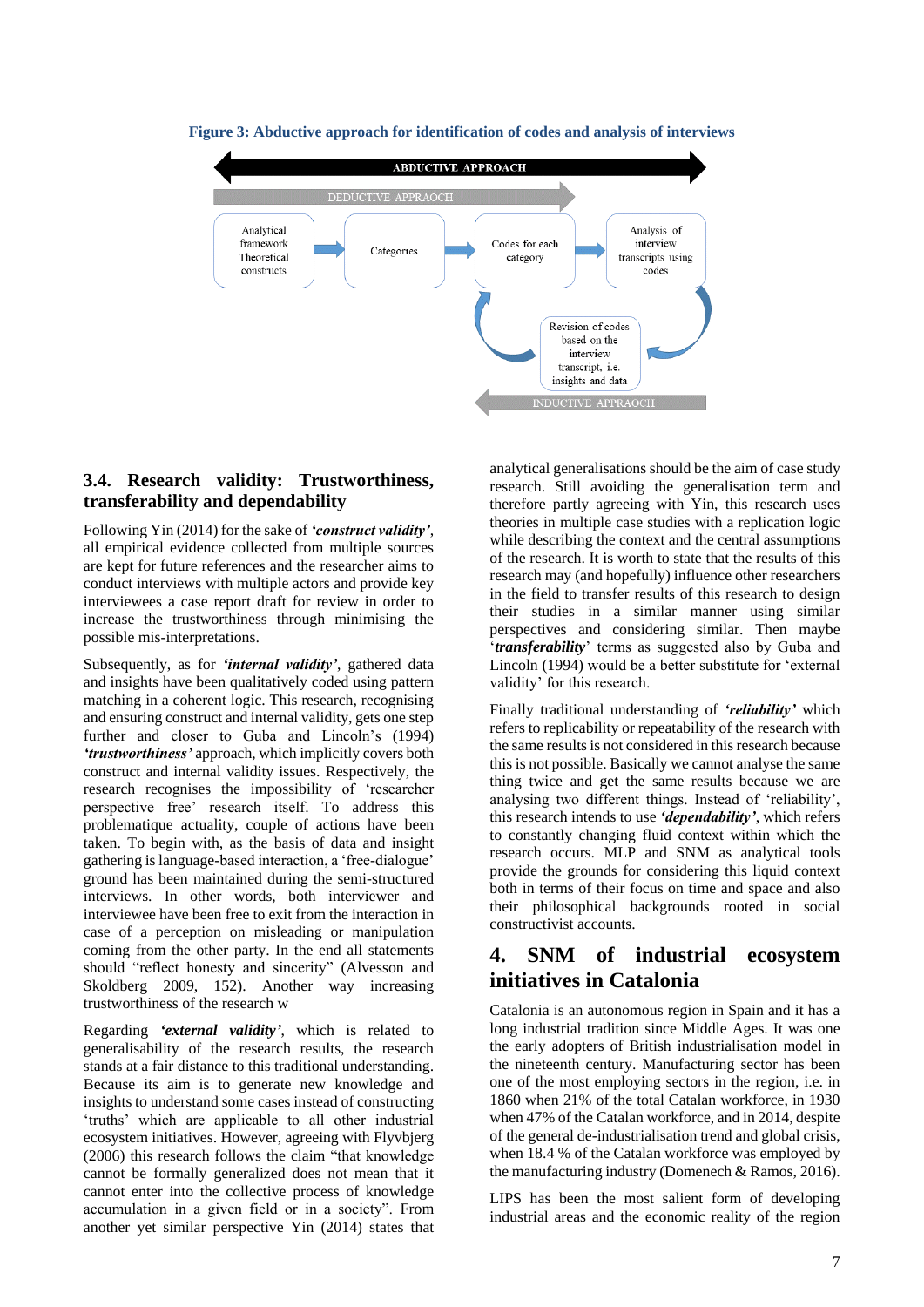**Figure 3: Abductive approach for identification of codes and analysis of interviews**

ABDUCTIVE APPROACH

DEDUCTIVE APPRAOACH

Analytical framework Theoretical constructs → Categories → Codes for each category → Analysis of interview transcripts using codes

Revision of codes based on the interview transcript, i.e. insights and data

INDUCTIVE APPRAOCH

## 3.4. Research validity: Trustworthiness, transferability and dependability

Following Yin (2014) for the sake of ***'construct validity'***, all empirical evidence collected from multiple sources are kept for future references and the researcher aims to conduct interviews with multiple actors and provide key interviewees a case report draft for review in order to increase the trustworthiness through minimising the possible mis-interpretations.

Subsequently, as for ***'internal validity'***, gathered data and insights have been qualitatively coded using pattern matching in a coherent logic. This research, recognising and ensuring construct and internal validity, gets one step further and closer to Guba and Lincoln's (1994) ***'trustworthiness'*** approach, which implicitly covers both construct and internal validity issues. Respectively, the research recognises the impossibility of 'researcher perspective free' research itself. To address this problematique actuality, couple of actions have been taken. To begin with, as the basis of data and insight gathering is language-based interaction, a 'free-dialogue' ground has been maintained during the semi-structured interviews. In other words, both interviewer and interviewee have been free to exit from the interaction in case of a perception on misleading or manipulation coming from the other party. In the end all statements should "reflect honesty and sincerity" (Alvesson and Skoldberg 2009, 152). Another way increasing trustworthiness of the research w

Regarding ***'external validity'***, which is related to generalisability of the research results, the research stands at a fair distance to this traditional understanding. Because its aim is to generate new knowledge and insights to understand some cases instead of constructing 'truths' which are applicable to all other industrial ecosystem initiatives. However, agreeing with Flyvbjerg (2006) this research follows the claim "that knowledge cannot be formally generalized does not mean that it cannot enter into the collective process of knowledge accumulation in a given field or in a society". From another yet similar perspective Yin (2014) states that analytical generalisations should be the aim of case study research. Still avoiding the generalisation term and therefore partly agreeing with Yin, this research uses theories in multiple case studies with a replication logic while describing the context and the central assumptions of the research. It is worth to state that the results of this research may (and hopefully) influence other researchers in the field to transfer results of this research to design their studies in a similar manner using similar perspectives and considering similar. Then maybe '***transferability***' terms as suggested also by Guba and Lincoln (1994) would be a better substitute for 'external validity' for this research.

Finally traditional understanding of ***'reliability'*** which refers to replicability or repeatability of the research with the same results is not considered in this research because this is not possible. Basically we cannot analyse the same thing twice and get the same results because we are analysing two different things. Instead of 'reliability', this research intends to use ***'dependability'***, which refers to constantly changing fluid context within which the research occurs. MLP and SNM as analytical tools provide the grounds for considering this liquid context both in terms of their focus on time and space and also their philosophical backgrounds rooted in social constructivist accounts.

# 4. SNM of industrial ecosystem initiatives in Catalonia

Catalonia is an autonomous region in Spain and it has a long industrial tradition since Middle Ages. It was one the early adopters of British industrialisation model in the nineteenth century. Manufacturing sector has been one of the most employing sectors in the region, i.e. in 1860 when 21% of the total Catalan workforce, in 1930 when 47% of the Catalan workforce, and in 2014, despite of the general de-industrialisation trend and global crisis, when 18.4 % of the Catalan workforce was employed by the manufacturing industry (Domenech & Ramos, 2016).

LIPS has been the most salient form of developing industrial areas and the economic reality of the region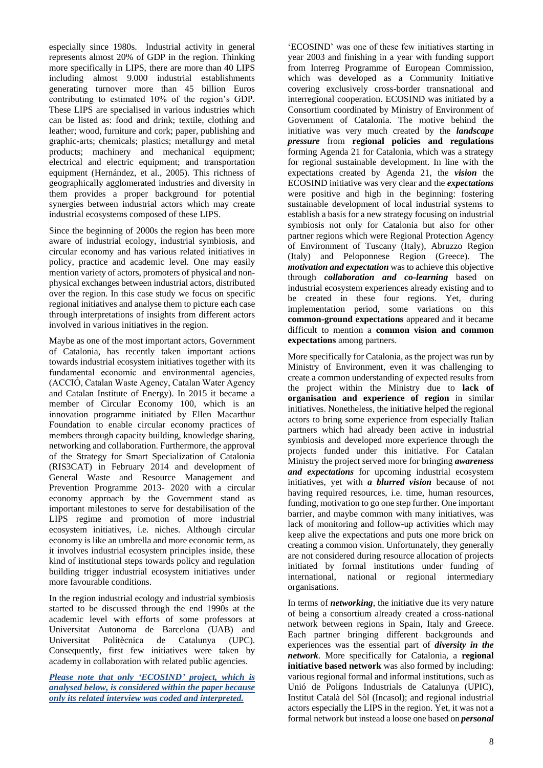especially since 1980s. Industrial activity in general represents almost 20% of GDP in the region. Thinking more specifically in LIPS, there are more than 40 LIPS including almost 9.000 industrial establishments generating turnover more than 45 billion Euros contributing to estimated 10% of the region's GDP. These LIPS are specialised in various industries which can be listed as: food and drink; textile, clothing and leather; wood, furniture and cork; paper, publishing and graphic-arts; chemicals; plastics; metallurgy and metal products; machinery and mechanical equipment; electrical and electric equipment; and transportation equipment (Hernández, et al., 2005). This richness of geographically agglomerated industries and diversity in them provides a proper background for potential synergies between industrial actors which may create industrial ecosystems composed of these LIPS.

Since the beginning of 2000s the region has been more aware of industrial ecology, industrial symbiosis, and circular economy and has various related initiatives in policy, practice and academic level. One may easily mention variety of actors, promoters of physical and non-physical exchanges between industrial actors, distributed over the region. In this case study we focus on specific regional initiatives and analyse them to picture each case through interpretations of insights from different actors involved in various initiatives in the region.

Maybe as one of the most important actors, Government of Catalonia, has recently taken important actions towards industrial ecosystem initiatives together with its fundamental economic and environmental agencies, (ACCIÓ, Catalan Waste Agency, Catalan Water Agency and Catalan Institute of Energy). In 2015 it became a member of Circular Economy 100, which is an innovation programme initiated by Ellen Macarthur Foundation to enable circular economy practices of members through capacity building, knowledge sharing, networking and collaboration. Furthermore, the approval of the Strategy for Smart Specialization of Catalonia (RIS3CAT) in February 2014 and development of General Waste and Resource Management and Prevention Programme 2013- 2020 with a circular economy approach by the Government stand as important milestones to serve for destabilisation of the LIPS regime and promotion of more industrial ecosystem initiatives, i.e. niches. Although circular economy is like an umbrella and more economic term, as it involves industrial ecosystem principles inside, these kind of institutional steps towards policy and regulation building trigger industrial ecosystem initiatives under more favourable conditions.

In the region industrial ecology and industrial symbiosis started to be discussed through the end 1990s at the academic level with efforts of some professors at Universitat Autonoma de Barcelona (UAB) and Universitat Politècnica de Catalunya (UPC). Consequently, first few initiatives were taken by academy in collaboration with related public agencies.

***Please note that only 'ECOSIND' project, which is analysed below, is considered within the paper because only its related interview was coded and interpreted.***

'ECOSIND' was one of these few initiatives starting in year 2003 and finishing in a year with funding support from Interreg Programme of European Commission, which was developed as a Community Initiative covering exclusively cross-border transnational and interregional cooperation. ECOSIND was initiated by a Consortium coordinated by Ministry of Environment of Government of Catalonia. The motive behind the initiative was very much created by the ***landscape pressure*** from **regional policies and regulations** forming Agenda 21 for Catalonia, which was a strategy for regional sustainable development. In line with the expectations created by Agenda 21, the ***vision*** the ECOSIND initiative was very clear and the ***expectations*** were positive and high in the beginning: fostering sustainable development of local industrial systems to establish a basis for a new strategy focusing on industrial symbiosis not only for Catalonia but also for other partner regions which were Regional Protection Agency of Environment of Tuscany (Italy), Abruzzo Region (Italy) and Peloponnese Region (Greece). The ***motivation and expectation*** was to achieve this objective through ***collaboration and co-learning*** based on industrial ecosystem experiences already existing and to be created in these four regions. Yet, during implementation period, some variations on this **common-ground expectations** appeared and it became difficult to mention a **common vision and common expectations** among partners.

More specifically for Catalonia, as the project was run by Ministry of Environment, even it was challenging to create a common understanding of expected results from the project within the Ministry due to **lack of organisation and experience of region** in similar initiatives. Nonetheless, the initiative helped the regional actors to bring some experience from especially Italian partners which had already been active in industrial symbiosis and developed more experience through the projects funded under this initiative. For Catalan Ministry the project served more for bringing ***awareness and expectations*** for upcoming industrial ecosystem initiatives, yet with ***a blurred vision*** because of not having required resources, i.e. time, human resources, funding, motivation to go one step further. One important barrier, and maybe common with many initiatives, was lack of monitoring and follow-up activities which may keep alive the expectations and puts one more brick on creating a common vision. Unfortunately, they generally are not considered during resource allocation of projects initiated by formal institutions under funding of international, national or regional intermediary organisations.

In terms of ***networking***, the initiative due its very nature of being a consortium already created a cross-national network between regions in Spain, Italy and Greece. Each partner bringing different backgrounds and experiences was the essential part of ***diversity in the network***. More specifically for Catalonia, a **regional initiative based network** was also formed by including: various regional formal and informal institutions, such as Unió de Polígons Industrials de Catalunya (UPIC), Institut Català del Sòl (Incasol); and regional industrial actors especially the LIPS in the region. Yet, it was not a formal network but instead a loose one based on ***personal***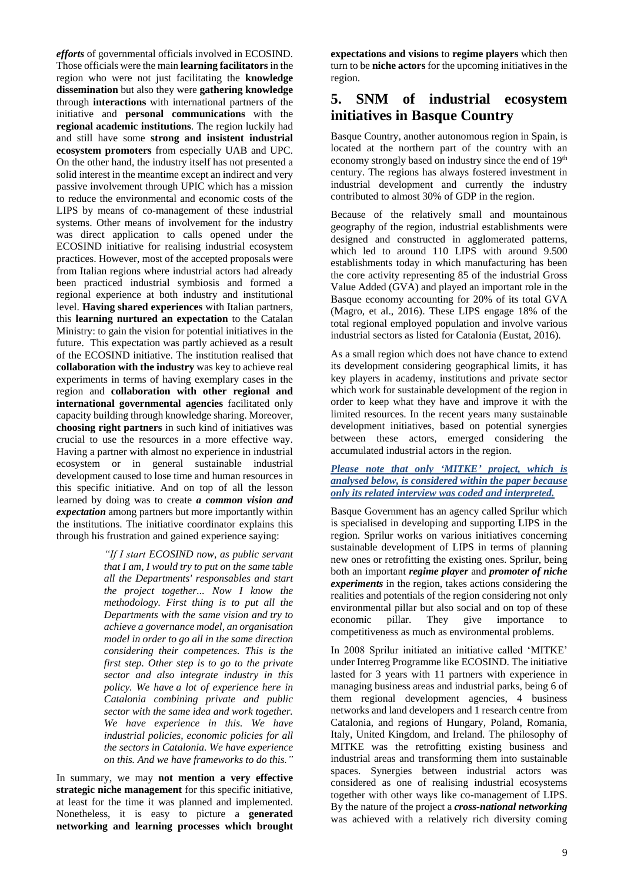***efforts*** of governmental officials involved in ECOSIND. Those officials were the main **learning facilitators** in the region who were not just facilitating the **knowledge dissemination** but also they were **gathering knowledge** through **interactions** with international partners of the initiative and **personal communications** with the **regional academic institutions**. The region luckily had and still have some **strong and insistent industrial ecosystem promoters** from especially UAB and UPC. On the other hand, the industry itself has not presented a solid interest in the meantime except an indirect and very passive involvement through UPIC which has a mission to reduce the environmental and economic costs of the LIPS by means of co-management of these industrial systems. Other means of involvement for the industry was direct application to calls opened under the ECOSIND initiative for realising industrial ecosystem practices. However, most of the accepted proposals were from Italian regions where industrial actors had already been practiced industrial symbiosis and formed a regional experience at both industry and institutional level. **Having shared experiences** with Italian partners, this **learning nurtured an expectation** to the Catalan Ministry: to gain the vision for potential initiatives in the future. This expectation was partly achieved as a result of the ECOSIND initiative. The institution realised that **collaboration with the industry** was key to achieve real experiments in terms of having exemplary cases in the region and **collaboration with other regional and international governmental agencies** facilitated only capacity building through knowledge sharing. Moreover, **choosing right partners** in such kind of initiatives was crucial to use the resources in a more effective way. Having a partner with almost no experience in industrial ecosystem or in general sustainable industrial development caused to lose time and human resources in this specific initiative. And on top of all the lesson learned by doing was to create ***a common vision and expectation*** among partners but more importantly within the institutions. The initiative coordinator explains this through his frustration and gained experience saying:

> *"If I start ECOSIND now, as public servant that I am, I would try to put on the same table all the Departments' responsables and start the project together... Now I know the methodology. First thing is to put all the Departments with the same vision and try to achieve a governance model, an organisation model in order to go all in the same direction considering their competences. This is the first step. Other step is to go to the private sector and also integrate industry in this policy. We have a lot of experience here in Catalonia combining private and public sector with the same idea and work together. We have experience in this. We have industrial policies, economic policies for all the sectors in Catalonia. We have experience on this. And we have frameworks to do this."*

In summary, we may **not mention a very effective strategic niche management** for this specific initiative, at least for the time it was planned and implemented. Nonetheless, it is easy to picture a **generated networking and learning processes which brought expectations and visions** to **regime players** which then turn to be **niche actors** for the upcoming initiatives in the region.

## 5. SNM of industrial ecosystem initiatives in Basque Country

Basque Country, another autonomous region in Spain, is located at the northern part of the country with an economy strongly based on industry since the end of 19th century. The regions has always fostered investment in industrial development and currently the industry contributed to almost 30% of GDP in the region.

Because of the relatively small and mountainous geography of the region, industrial establishments were designed and constructed in agglomerated patterns, which led to around 110 LIPS with around 9.500 establishments today in which manufacturing has been the core activity representing 85 of the industrial Gross Value Added (GVA) and played an important role in the Basque economy accounting for 20% of its total GVA (Magro, et al., 2016). These LIPS engage 18% of the total regional employed population and involve various industrial sectors as listed for Catalonia (Eustat, 2016).

As a small region which does not have chance to extend its development considering geographical limits, it has key players in academy, institutions and private sector which work for sustainable development of the region in order to keep what they have and improve it with the limited resources. In the recent years many sustainable development initiatives, based on potential synergies between these actors, emerged considering the accumulated industrial actors in the region.

***Please note that only 'MITKE' project, which is analysed below, is considered within the paper because only its related interview was coded and interpreted.***

Basque Government has an agency called Sprilur which is specialised in developing and supporting LIPS in the region. Sprilur works on various initiatives concerning sustainable development of LIPS in terms of planning new ones or retrofitting the existing ones. Sprilur, being both an important ***regime player*** and ***promoter of niche experiments*** in the region, takes actions considering the realities and potentials of the region considering not only environmental pillar but also social and on top of these economic pillar. They give importance to competitiveness as much as environmental problems.

In 2008 Sprilur initiated an initiative called 'MITKE' under Interreg Programme like ECOSIND. The initiative lasted for 3 years with 11 partners with experience in managing business areas and industrial parks, being 6 of them regional development agencies, 4 business networks and land developers and 1 research centre from Catalonia, and regions of Hungary, Poland, Romania, Italy, United Kingdom, and Ireland. The philosophy of MITKE was the retrofitting existing business and industrial areas and transforming them into sustainable spaces. Synergies between industrial actors was considered as one of realising industrial ecosystems together with other ways like co-management of LIPS. By the nature of the project a ***cross-national networking*** was achieved with a relatively rich diversity coming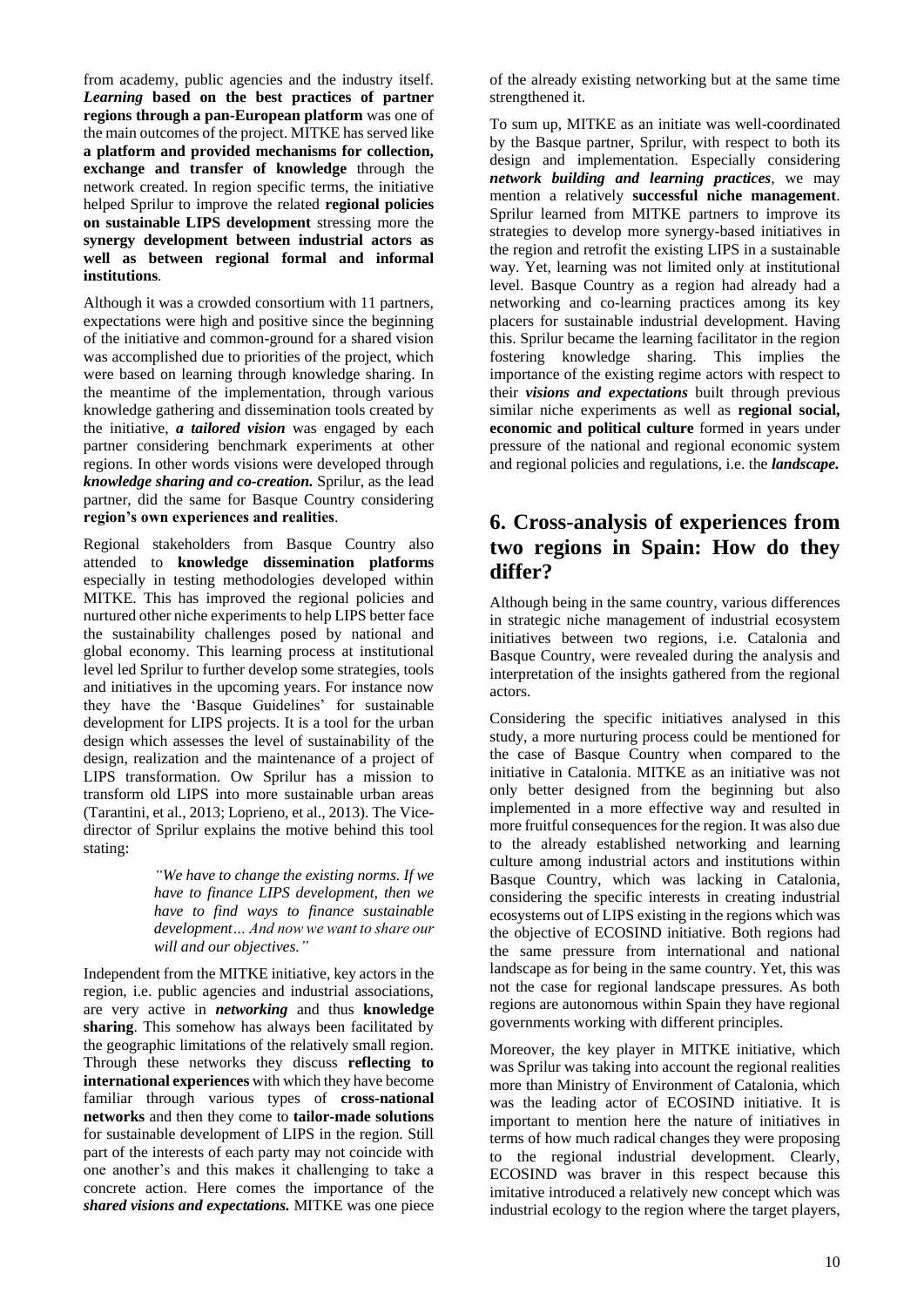from academy, public agencies and the industry itself. ***Learning*** **based on the best practices of partner regions through a pan-European platform** was one of the main outcomes of the project. MITKE has served like **a platform and provided mechanisms for collection, exchange and transfer of knowledge** through the network created. In region specific terms, the initiative helped Sprilur to improve the related **regional policies on sustainable LIPS development** stressing more the **synergy development between industrial actors as well as between regional formal and informal institutions**.

Although it was a crowded consortium with 11 partners, expectations were high and positive since the beginning of the initiative and common-ground for a shared vision was accomplished due to priorities of the project, which were based on learning through knowledge sharing. In the meantime of the implementation, through various knowledge gathering and dissemination tools created by the initiative, ***a tailored vision*** was engaged by each partner considering benchmark experiments at other regions. In other words visions were developed through ***knowledge sharing and co-creation.*** Sprilur, as the lead partner, did the same for Basque Country considering **region's own experiences and realities**.

Regional stakeholders from Basque Country also attended to **knowledge dissemination platforms** especially in testing methodologies developed within MITKE. This has improved the regional policies and nurtured other niche experiments to help LIPS better face the sustainability challenges posed by national and global economy. This learning process at institutional level led Sprilur to further develop some strategies, tools and initiatives in the upcoming years. For instance now they have the 'Basque Guidelines' for sustainable development for LIPS projects. It is a tool for the urban design which assesses the level of sustainability of the design, realization and the maintenance of a project of LIPS transformation. Ow Sprilur has a mission to transform old LIPS into more sustainable urban areas (Tarantini, et al., 2013; Loprieno, et al., 2013). The Vice-director of Sprilur explains the motive behind this tool stating:

> *"We have to change the existing norms. If we have to finance LIPS development, then we have to find ways to finance sustainable development… And now we want to share our will and our objectives."*

Independent from the MITKE initiative, key actors in the region, i.e. public agencies and industrial associations, are very active in ***networking*** and thus **knowledge sharing**. This somehow has always been facilitated by the geographic limitations of the relatively small region. Through these networks they discuss **reflecting to international experiences** with which they have become familiar through various types of **cross-national networks** and then they come to **tailor-made solutions** for sustainable development of LIPS in the region. Still part of the interests of each party may not coincide with one another's and this makes it challenging to take a concrete action. Here comes the importance of the ***shared visions and expectations.*** MITKE was one piece of the already existing networking but at the same time strengthened it.

To sum up, MITKE as an initiate was well-coordinated by the Basque partner, Sprilur, with respect to both its design and implementation. Especially considering ***network building and learning practices***, we may mention a relatively **successful niche management**. Sprilur learned from MITKE partners to improve its strategies to develop more synergy-based initiatives in the region and retrofit the existing LIPS in a sustainable way. Yet, learning was not limited only at institutional level. Basque Country as a region had already had a networking and co-learning practices among its key placers for sustainable industrial development. Having this. Sprilur became the learning facilitator in the region fostering knowledge sharing. This implies the importance of the existing regime actors with respect to their ***visions and expectations*** built through previous similar niche experiments as well as **regional social, economic and political culture** formed in years under pressure of the national and regional economic system and regional policies and regulations, i.e. the ***landscape.***

# 6. Cross-analysis of experiences from two regions in Spain: How do they differ?

Although being in the same country, various differences in strategic niche management of industrial ecosystem initiatives between two regions, i.e. Catalonia and Basque Country, were revealed during the analysis and interpretation of the insights gathered from the regional actors.

Considering the specific initiatives analysed in this study, a more nurturing process could be mentioned for the case of Basque Country when compared to the initiative in Catalonia. MITKE as an initiative was not only better designed from the beginning but also implemented in a more effective way and resulted in more fruitful consequences for the region. It was also due to the already established networking and learning culture among industrial actors and institutions within Basque Country, which was lacking in Catalonia, considering the specific interests in creating industrial ecosystems out of LIPS existing in the regions which was the objective of ECOSIND initiative. Both regions had the same pressure from international and national landscape as for being in the same country. Yet, this was not the case for regional landscape pressures. As both regions are autonomous within Spain they have regional governments working with different principles.

Moreover, the key player in MITKE initiative, which was Sprilur was taking into account the regional realities more than Ministry of Environment of Catalonia, which was the leading actor of ECOSIND initiative. It is important to mention here the nature of initiatives in terms of how much radical changes they were proposing to the regional industrial development. Clearly, ECOSIND was braver in this respect because this imitative introduced a relatively new concept which was industrial ecology to the region where the target players,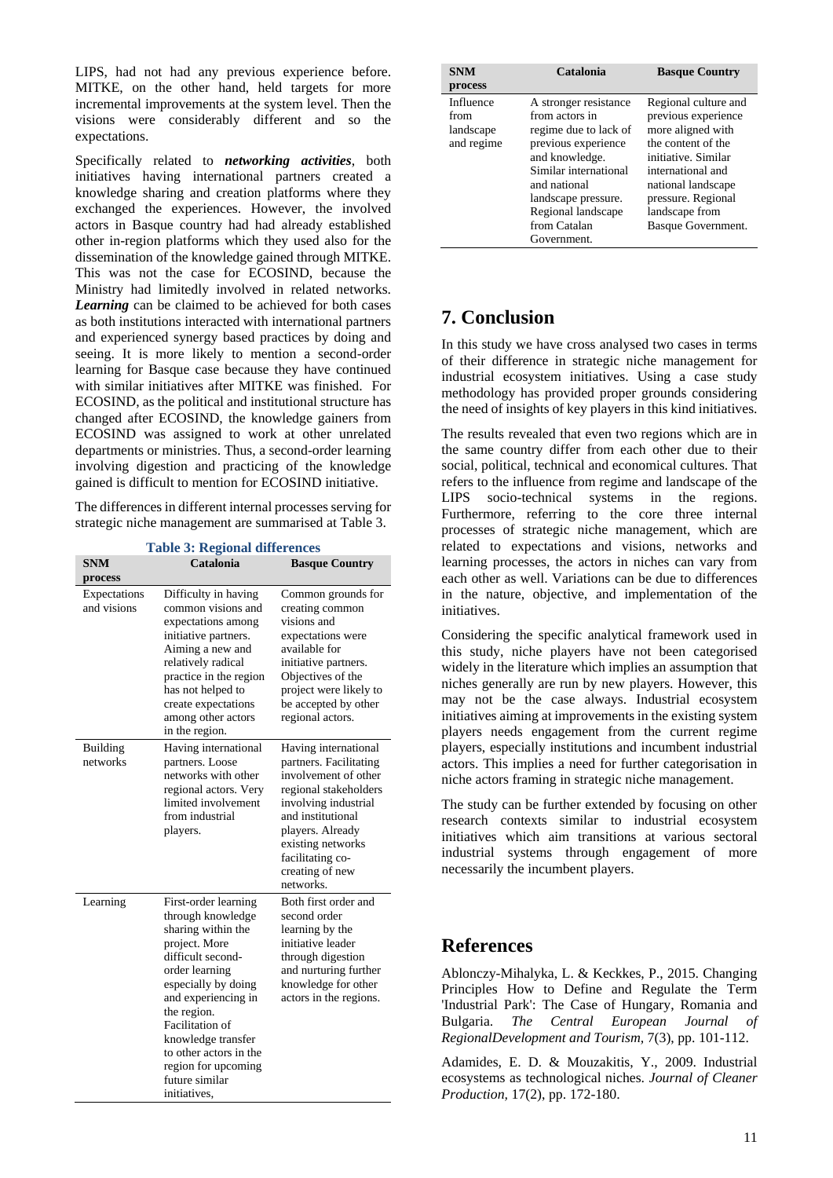LIPS, had not had any previous experience before. MITKE, on the other hand, held targets for more incremental improvements at the system level. Then the visions were considerably different and so the expectations.

Specifically related to ***networking activities***, both initiatives having international partners created a knowledge sharing and creation platforms where they exchanged the experiences. However, the involved actors in Basque country had had already established other in-region platforms which they used also for the dissemination of the knowledge gained through MITKE. This was not the case for ECOSIND, because the Ministry had limitedly involved in related networks. ***Learning*** can be claimed to be achieved for both cases as both institutions interacted with international partners and experienced synergy based practices by doing and seeing. It is more likely to mention a second-order learning for Basque case because they have continued with similar initiatives after MITKE was finished. For ECOSIND, as the political and institutional structure has changed after ECOSIND, the knowledge gainers from ECOSIND was assigned to work at other unrelated departments or ministries. Thus, a second-order learning involving digestion and practicing of the knowledge gained is difficult to mention for ECOSIND initiative.

The differences in different internal processes serving for strategic niche management are summarised at Table 3.

**Table 3: Regional differences**

| SNM process | Catalonia | Basque Country |
|---|---|---|
| Expectations and visions | Difficulty in having common visions and expectations among initiative partners. Aiming a new and relatively radical practice in the region has not helped to create expectations among other actors in the region. | Common grounds for creating common visions and expectations were available for initiative partners. Objectives of the project were likely to be accepted by other regional actors. |
| Building networks | Having international partners. Loose networks with other regional actors. Very limited involvement from industrial players. | Having international partners. Facilitating involvement of other regional stakeholders involving industrial and institutional players. Already existing networks facilitating co-creating of new networks. |
| Learning | First-order learning through knowledge sharing within the project. More difficult second-order learning especially by doing and experiencing in the region. Facilitation of knowledge transfer to other actors in the region for upcoming future similar initiatives, | Both first order and second order learning by the initiative leader through digestion and nurturing further knowledge for other actors in the regions. |
| Influence from landscape and regime | A stronger resistance from actors in regime due to lack of previous experience and knowledge. Similar international and national landscape pressure. Regional landscape from Catalan Government. | Regional culture and previous experience more aligned with the content of the initiative. Similar international and national landscape pressure. Regional landscape from Basque Government. |

## 7. Conclusion

In this study we have cross analysed two cases in terms of their difference in strategic niche management for industrial ecosystem initiatives. Using a case study methodology has provided proper grounds considering the need of insights of key players in this kind initiatives.

The results revealed that even two regions which are in the same country differ from each other due to their social, political, technical and economical cultures. That refers to the influence from regime and landscape of the LIPS socio-technical systems in the regions. Furthermore, referring to the core three internal processes of strategic niche management, which are related to expectations and visions, networks and learning processes, the actors in niches can vary from each other as well. Variations can be due to differences in the nature, objective, and implementation of the initiatives.

Considering the specific analytical framework used in this study, niche players have not been categorised widely in the literature which implies an assumption that niches generally are run by new players. However, this may not be the case always. Industrial ecosystem initiatives aiming at improvements in the existing system players needs engagement from the current regime players, especially institutions and incumbent industrial actors. This implies a need for further categorisation in niche actors framing in strategic niche management.

The study can be further extended by focusing on other research contexts similar to industrial ecosystem initiatives which aim transitions at various sectoral industrial systems through engagement of more necessarily the incumbent players.

## References

Ablonczy-Mihalyka, L. & Keckkes, P., 2015. Changing Principles How to Define and Regulate the Term 'Industrial Park': The Case of Hungary, Romania and Bulgaria. *The Central European Journal of RegionalDevelopment and Tourism,* 7(3), pp. 101-112.

Adamides, E. D. & Mouzakitis, Y., 2009. Industrial ecosystems as technological niches. *Journal of Cleaner Production,* 17(2), pp. 172-180.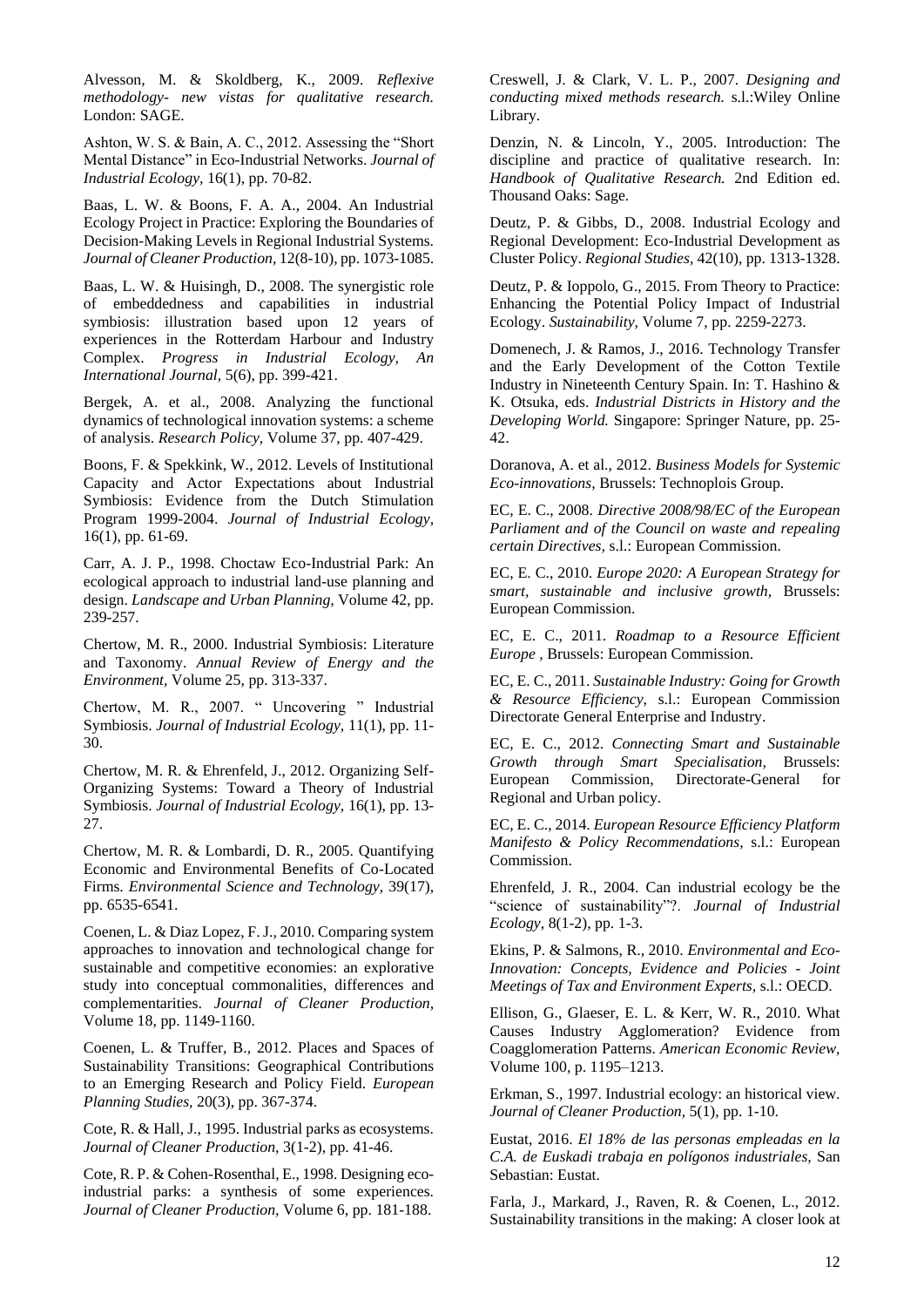Alvesson, M. & Skoldberg, K., 2009. *Reflexive methodology- new vistas for qualitative research.* London: SAGE.

Ashton, W. S. & Bain, A. C., 2012. Assessing the "Short Mental Distance" in Eco-Industrial Networks. *Journal of Industrial Ecology,* 16(1), pp. 70-82.

Baas, L. W. & Boons, F. A. A., 2004. An Industrial Ecology Project in Practice: Exploring the Boundaries of Decision-Making Levels in Regional Industrial Systems. *Journal of Cleaner Production,* 12(8-10), pp. 1073-1085.

Baas, L. W. & Huisingh, D., 2008. The synergistic role of embeddedness and capabilities in industrial symbiosis: illustration based upon 12 years of experiences in the Rotterdam Harbour and Industry Complex. *Progress in Industrial Ecology, An International Journal,* 5(6), pp. 399-421.

Bergek, A. et al., 2008. Analyzing the functional dynamics of technological innovation systems: a scheme of analysis. *Research Policy,* Volume 37, pp. 407-429.

Boons, F. & Spekkink, W., 2012. Levels of Institutional Capacity and Actor Expectations about Industrial Symbiosis: Evidence from the Dutch Stimulation Program 1999-2004. *Journal of Industrial Ecology,* 16(1), pp. 61-69.

Carr, A. J. P., 1998. Choctaw Eco-Industrial Park: An ecological approach to industrial land-use planning and design. *Landscape and Urban Planning,* Volume 42, pp. 239-257.

Chertow, M. R., 2000. Industrial Symbiosis: Literature and Taxonomy. *Annual Review of Energy and the Environment,* Volume 25, pp. 313-337.

Chertow, M. R., 2007. " Uncovering " Industrial Symbiosis. *Journal of Industrial Ecology,* 11(1), pp. 11-30.

Chertow, M. R. & Ehrenfeld, J., 2012. Organizing Self-Organizing Systems: Toward a Theory of Industrial Symbiosis. *Journal of Industrial Ecology,* 16(1), pp. 13-27.

Chertow, M. R. & Lombardi, D. R., 2005. Quantifying Economic and Environmental Benefits of Co-Located Firms. *Environmental Science and Technology,* 39(17), pp. 6535-6541.

Coenen, L. & Diaz Lopez, F. J., 2010. Comparing system approaches to innovation and technological change for sustainable and competitive economies: an explorative study into conceptual commonalities, differences and complementarities. *Journal of Cleaner Production,* Volume 18, pp. 1149-1160.

Coenen, L. & Truffer, B., 2012. Places and Spaces of Sustainability Transitions: Geographical Contributions to an Emerging Research and Policy Field. *European Planning Studies,* 20(3), pp. 367-374.

Cote, R. & Hall, J., 1995. Industrial parks as ecosystems. *Journal of Cleaner Production,* 3(1-2), pp. 41-46.

Cote, R. P. & Cohen-Rosenthal, E., 1998. Designing eco-industrial parks: a synthesis of some experiences. *Journal of Cleaner Production,* Volume 6, pp. 181-188.

Creswell, J. & Clark, V. L. P., 2007. *Designing and conducting mixed methods research.* s.l.:Wiley Online Library.

Denzin, N. & Lincoln, Y., 2005. Introduction: The discipline and practice of qualitative research. In: *Handbook of Qualitative Research.* 2nd Edition ed. Thousand Oaks: Sage.

Deutz, P. & Gibbs, D., 2008. Industrial Ecology and Regional Development: Eco-Industrial Development as Cluster Policy. *Regional Studies,* 42(10), pp. 1313-1328.

Deutz, P. & Ioppolo, G., 2015. From Theory to Practice: Enhancing the Potential Policy Impact of Industrial Ecology. *Sustainability,* Volume 7, pp. 2259-2273.

Domenech, J. & Ramos, J., 2016. Technology Transfer and the Early Development of the Cotton Textile Industry in Nineteenth Century Spain. In: T. Hashino & K. Otsuka, eds. *Industrial Districts in History and the Developing World.* Singapore: Springer Nature, pp. 25-42.

Doranova, A. et al., 2012. *Business Models for Systemic Eco-innovations,* Brussels: Technoplois Group.

EC, E. C., 2008. *Directive 2008/98/EC of the European Parliament and of the Council on waste and repealing certain Directives,* s.l.: European Commission.

EC, E. C., 2010. *Europe 2020: A European Strategy for smart, sustainable and inclusive growth,* Brussels: European Commission.

EC, E. C., 2011. *Roadmap to a Resource Efficient Europe ,* Brussels: European Commission.

EC, E. C., 2011. *Sustainable Industry: Going for Growth & Resource Efficiency,* s.l.: European Commission Directorate General Enterprise and Industry.

EC, E. C., 2012. *Connecting Smart and Sustainable Growth through Smart Specialisation,* Brussels: European Commission, Directorate-General for Regional and Urban policy.

EC, E. C., 2014. *European Resource Efficiency Platform Manifesto & Policy Recommendations,* s.l.: European Commission.

Ehrenfeld, J. R., 2004. Can industrial ecology be the "science of sustainability"?. *Journal of Industrial Ecology,* 8(1-2), pp. 1-3.

Ekins, P. & Salmons, R., 2010. *Environmental and Eco-Innovation: Concepts, Evidence and Policies - Joint Meetings of Tax and Environment Experts,* s.l.: OECD.

Ellison, G., Glaeser, E. L. & Kerr, W. R., 2010. What Causes Industry Agglomeration? Evidence from Coagglomeration Patterns. *American Economic Review,* Volume 100, p. 1195–1213.

Erkman, S., 1997. Industrial ecology: an historical view. *Journal of Cleaner Production,* 5(1), pp. 1-10.

Eustat, 2016. *El 18% de las personas empleadas en la C.A. de Euskadi trabaja en polígonos industriales,* San Sebastian: Eustat.

Farla, J., Markard, J., Raven, R. & Coenen, L., 2012. Sustainability transitions in the making: A closer look at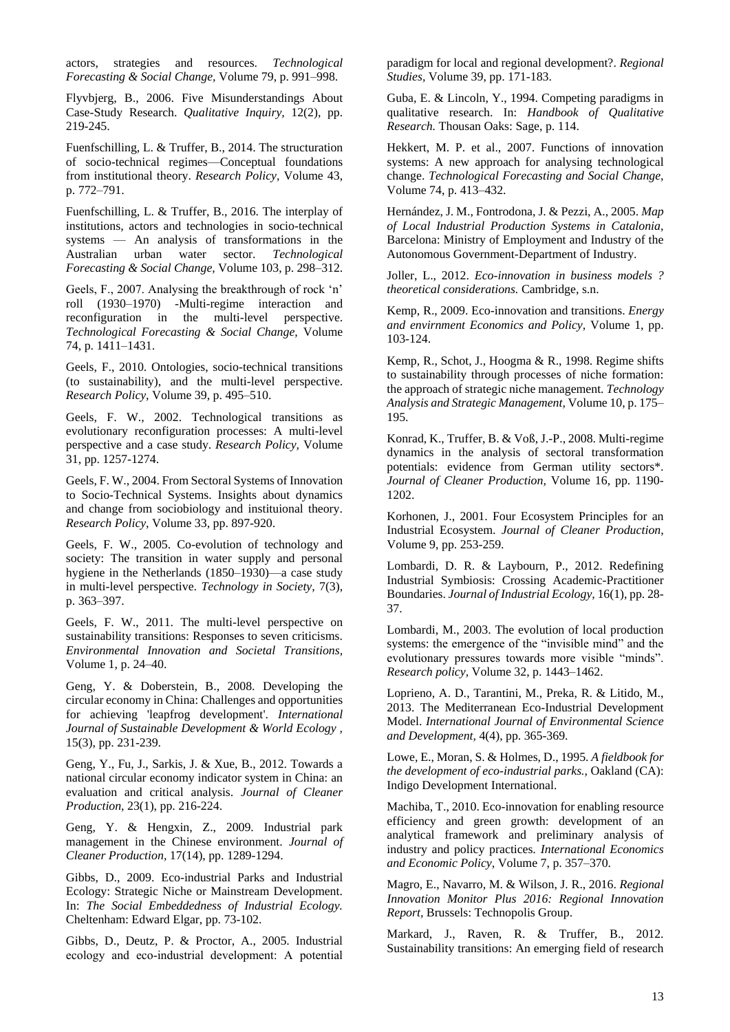actors, strategies and resources. *Technological Forecasting & Social Change,* Volume 79, p. 991–998.

Flyvbjerg, B., 2006. Five Misunderstandings About Case-Study Research. *Qualitative Inquiry,* 12(2), pp. 219-245.

Fuenfschilling, L. & Truffer, B., 2014. The structuration of socio-technical regimes—Conceptual foundations from institutional theory. *Research Policy,* Volume 43, p. 772–791.

Fuenfschilling, L. & Truffer, B., 2016. The interplay of institutions, actors and technologies in socio-technical systems — An analysis of transformations in the Australian urban water sector. *Technological Forecasting & Social Change,* Volume 103, p. 298–312.

Geels, F., 2007. Analysing the breakthrough of rock 'n' roll (1930–1970) -Multi-regime interaction and reconfiguration in the multi-level perspective. *Technological Forecasting & Social Change,* Volume 74, p. 1411–1431.

Geels, F., 2010. Ontologies, socio-technical transitions (to sustainability), and the multi-level perspective. *Research Policy,* Volume 39, p. 495–510.

Geels, F. W., 2002. Technological transitions as evolutionary reconfiguration processes: A multi-level perspective and a case study. *Research Policy,* Volume 31, pp. 1257-1274.

Geels, F. W., 2004. From Sectoral Systems of Innovation to Socio-Technical Systems. Insights about dynamics and change from sociobiology and instituional theory. *Research Policy,* Volume 33, pp. 897-920.

Geels, F. W., 2005. Co-evolution of technology and society: The transition in water supply and personal hygiene in the Netherlands (1850–1930)—a case study in multi-level perspective. *Technology in Society,* 7(3), p. 363–397.

Geels, F. W., 2011. The multi-level perspective on sustainability transitions: Responses to seven criticisms. *Environmental Innovation and Societal Transitions,* Volume 1, p. 24–40.

Geng, Y. & Doberstein, B., 2008. Developing the circular economy in China: Challenges and opportunities for achieving 'leapfrog development'. *International Journal of Sustainable Development & World Ecology ,* 15(3), pp. 231-239.

Geng, Y., Fu, J., Sarkis, J. & Xue, B., 2012. Towards a national circular economy indicator system in China: an evaluation and critical analysis. *Journal of Cleaner Production,* 23(1), pp. 216-224.

Geng, Y. & Hengxin, Z., 2009. Industrial park management in the Chinese environment. *Journal of Cleaner Production,* 17(14), pp. 1289-1294.

Gibbs, D., 2009. Eco-industrial Parks and Industrial Ecology: Strategic Niche or Mainstream Development. In: *The Social Embeddedness of Industrial Ecology.* Cheltenham: Edward Elgar, pp. 73-102.

Gibbs, D., Deutz, P. & Proctor, A., 2005. Industrial ecology and eco-industrial development: A potential paradigm for local and regional development?. *Regional Studies,* Volume 39, pp. 171-183.

Guba, E. & Lincoln, Y., 1994. Competing paradigms in qualitative research. In: *Handbook of Qualitative Research.* Thousan Oaks: Sage, p. 114.

Hekkert, M. P. et al., 2007. Functions of innovation systems: A new approach for analysing technological change. *Technological Forecasting and Social Change,* Volume 74, p. 413–432.

Hernández, J. M., Fontrodona, J. & Pezzi, A., 2005. *Map of Local Industrial Production Systems in Catalonia,* Barcelona: Ministry of Employment and Industry of the Autonomous Government-Department of Industry.

Joller, L., 2012. *Eco-innovation in business models ? theoretical considerations.* Cambridge, s.n.

Kemp, R., 2009. Eco-innovation and transitions. *Energy and envirnment Economics and Policy,* Volume 1, pp. 103-124.

Kemp, R., Schot, J., Hoogma & R., 1998. Regime shifts to sustainability through processes of niche formation: the approach of strategic niche management. *Technology Analysis and Strategic Management,* Volume 10, p. 175–195.

Konrad, K., Truffer, B. & Voß, J.-P., 2008. Multi-regime dynamics in the analysis of sectoral transformation potentials: evidence from German utility sectors*. *Journal of Cleaner Production,* Volume 16, pp. 1190-1202.

Korhonen, J., 2001. Four Ecosystem Principles for an Industrial Ecosystem. *Journal of Cleaner Production,* Volume 9, pp. 253-259.

Lombardi, D. R. & Laybourn, P., 2012. Redefining Industrial Symbiosis: Crossing Academic-Practitioner Boundaries. *Journal of Industrial Ecology,* 16(1), pp. 28-37.

Lombardi, M., 2003. The evolution of local production systems: the emergence of the "invisible mind" and the evolutionary pressures towards more visible "minds". *Research policy,* Volume 32, p. 1443–1462.

Loprieno, A. D., Tarantini, M., Preka, R. & Litido, M., 2013. The Mediterranean Eco-Industrial Development Model. *International Journal of Environmental Science and Development,* 4(4), pp. 365-369.

Lowe, E., Moran, S. & Holmes, D., 1995. *A fieldbook for the development of eco-industrial parks.,* Oakland (CA): Indigo Development International.

Machiba, T., 2010. Eco-innovation for enabling resource efficiency and green growth: development of an analytical framework and preliminary analysis of industry and policy practices. *International Economics and Economic Policy,* Volume 7, p. 357–370.

Magro, E., Navarro, M. & Wilson, J. R., 2016. *Regional Innovation Monitor Plus 2016: Regional Innovation Report,* Brussels: Technopolis Group.

Markard, J., Raven, R. & Truffer, B., 2012. Sustainability transitions: An emerging field of research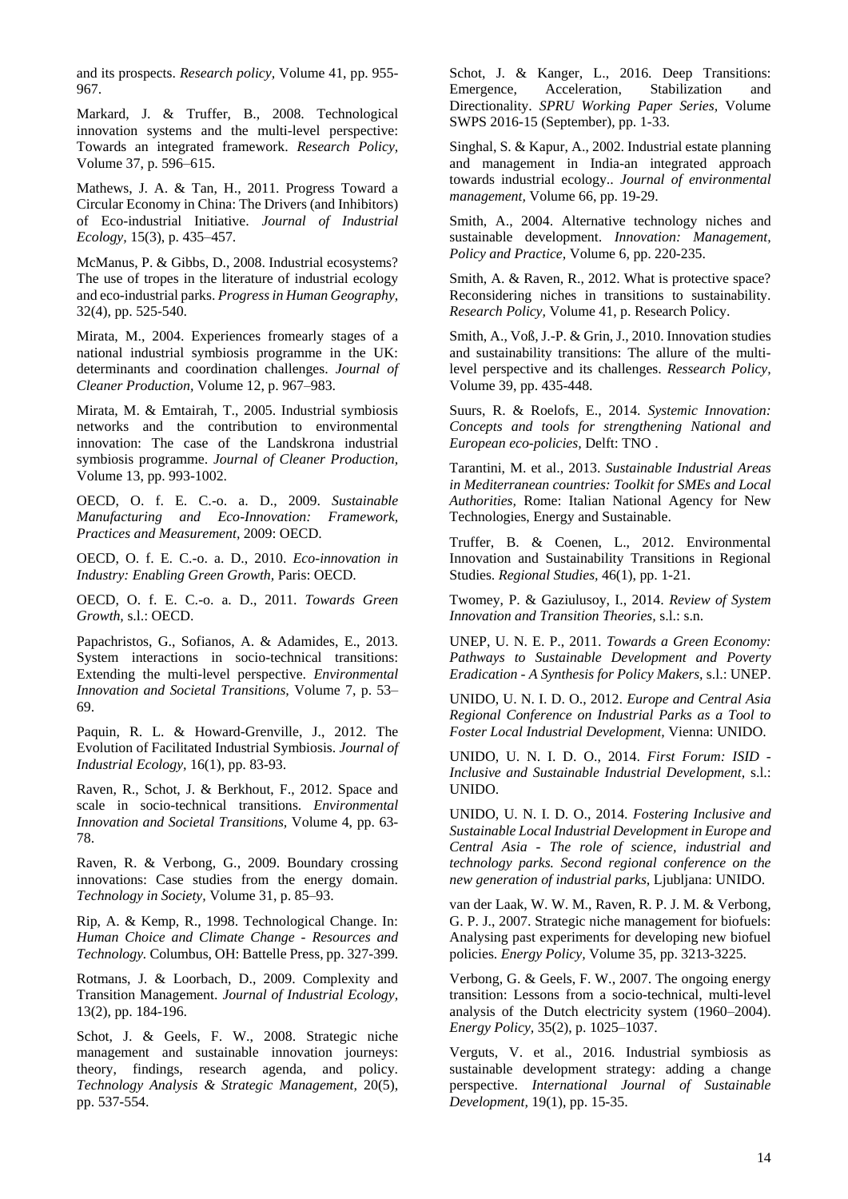and its prospects. *Research policy,* Volume 41, pp. 955-967.

Markard, J. & Truffer, B., 2008. Technological innovation systems and the multi-level perspective: Towards an integrated framework. *Research Policy,* Volume 37, p. 596–615.

Mathews, J. A. & Tan, H., 2011. Progress Toward a Circular Economy in China: The Drivers (and Inhibitors) of Eco-industrial Initiative. *Journal of Industrial Ecology,* 15(3), p. 435–457.

McManus, P. & Gibbs, D., 2008. Industrial ecosystems? The use of tropes in the literature of industrial ecology and eco-industrial parks. *Progress in Human Geography,* 32(4), pp. 525-540.

Mirata, M., 2004. Experiences fromearly stages of a national industrial symbiosis programme in the UK: determinants and coordination challenges. *Journal of Cleaner Production,* Volume 12, p. 967–983.

Mirata, M. & Emtairah, T., 2005. Industrial symbiosis networks and the contribution to environmental innovation: The case of the Landskrona industrial symbiosis programme. *Journal of Cleaner Production,* Volume 13, pp. 993-1002.

OECD, O. f. E. C.-o. a. D., 2009. *Sustainable Manufacturing and Eco-Innovation: Framework, Practices and Measurement,* 2009: OECD.

OECD, O. f. E. C.-o. a. D., 2010. *Eco-innovation in Industry: Enabling Green Growth,* Paris: OECD.

OECD, O. f. E. C.-o. a. D., 2011. *Towards Green Growth,* s.l.: OECD.

Papachristos, G., Sofianos, A. & Adamides, E., 2013. System interactions in socio-technical transitions: Extending the multi-level perspective. *Environmental Innovation and Societal Transitions,* Volume 7, p. 53–69.

Paquin, R. L. & Howard-Grenville, J., 2012. The Evolution of Facilitated Industrial Symbiosis. *Journal of Industrial Ecology,* 16(1), pp. 83-93.

Raven, R., Schot, J. & Berkhout, F., 2012. Space and scale in socio-technical transitions. *Environmental Innovation and Societal Transitions,* Volume 4, pp. 63-78.

Raven, R. & Verbong, G., 2009. Boundary crossing innovations: Case studies from the energy domain. *Technology in Society,* Volume 31, p. 85–93.

Rip, A. & Kemp, R., 1998. Technological Change. In: *Human Choice and Climate Change - Resources and Technology.* Columbus, OH: Battelle Press, pp. 327-399.

Rotmans, J. & Loorbach, D., 2009. Complexity and Transition Management. *Journal of Industrial Ecology,* 13(2), pp. 184-196.

Schot, J. & Geels, F. W., 2008. Strategic niche management and sustainable innovation journeys: theory, findings, research agenda, and policy. *Technology Analysis & Strategic Management,* 20(5), pp. 537-554.

Schot, J. & Kanger, L., 2016. Deep Transitions: Emergence, Acceleration, Stabilization and Directionality. *SPRU Working Paper Series,* Volume SWPS 2016-15 (September), pp. 1-33.

Singhal, S. & Kapur, A., 2002. Industrial estate planning and management in India-an integrated approach towards industrial ecology.. *Journal of environmental management,* Volume 66, pp. 19-29.

Smith, A., 2004. Alternative technology niches and sustainable development. *Innovation: Management, Policy and Practice,* Volume 6, pp. 220-235.

Smith, A. & Raven, R., 2012. What is protective space? Reconsidering niches in transitions to sustainability. *Research Policy,* Volume 41, p. Research Policy.

Smith, A., Voß, J.-P. & Grin, J., 2010. Innovation studies and sustainability transitions: The allure of the multi-level perspective and its challenges. *Ressearch Policy,* Volume 39, pp. 435-448.

Suurs, R. & Roelofs, E., 2014. *Systemic Innovation: Concepts and tools for strengthening National and European eco-policies,* Delft: TNO .

Tarantini, M. et al., 2013. *Sustainable Industrial Areas in Mediterranean countries: Toolkit for SMEs and Local Authorities,* Rome: Italian National Agency for New Technologies, Energy and Sustainable.

Truffer, B. & Coenen, L., 2012. Environmental Innovation and Sustainability Transitions in Regional Studies. *Regional Studies,* 46(1), pp. 1-21.

Twomey, P. & Gaziulusoy, I., 2014. *Review of System Innovation and Transition Theories,* s.l.: s.n.

UNEP, U. N. E. P., 2011. *Towards a Green Economy: Pathways to Sustainable Development and Poverty Eradication - A Synthesis for Policy Makers,* s.l.: UNEP.

UNIDO, U. N. I. D. O., 2012. *Europe and Central Asia Regional Conference on Industrial Parks as a Tool to Foster Local Industrial Development,* Vienna: UNIDO.

UNIDO, U. N. I. D. O., 2014. *First Forum: ISID - Inclusive and Sustainable Industrial Development,* s.l.: UNIDO.

UNIDO, U. N. I. D. O., 2014. *Fostering Inclusive and Sustainable Local Industrial Development in Europe and Central Asia - The role of science, industrial and technology parks. Second regional conference on the new generation of industrial parks,* Ljubljana: UNIDO.

van der Laak, W. W. M., Raven, R. P. J. M. & Verbong, G. P. J., 2007. Strategic niche management for biofuels: Analysing past experiments for developing new biofuel policies. *Energy Policy,* Volume 35, pp. 3213-3225.

Verbong, G. & Geels, F. W., 2007. The ongoing energy transition: Lessons from a socio-technical, multi-level analysis of the Dutch electricity system (1960–2004). *Energy Policy,* 35(2), p. 1025–1037.

Verguts, V. et al., 2016. Industrial symbiosis as sustainable development strategy: adding a change perspective. *International Journal of Sustainable Development,* 19(1), pp. 15-35.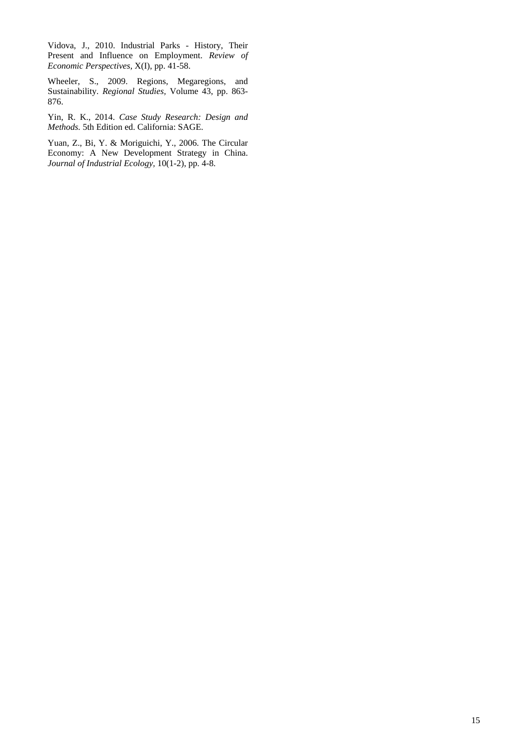Vidova, J., 2010. Industrial Parks - History, Their Present and Influence on Employment. *Review of Economic Perspectives,* X(I), pp. 41-58.

Wheeler, S., 2009. Regions, Megaregions, and Sustainability. *Regional Studies,* Volume 43, pp. 863-876.

Yin, R. K., 2014. *Case Study Research: Design and Methods.* 5th Edition ed. California: SAGE.

Yuan, Z., Bi, Y. & Moriguichi, Y., 2006. The Circular Economy: A New Development Strategy in China. *Journal of Industrial Ecology,* 10(1-2), pp. 4-8.